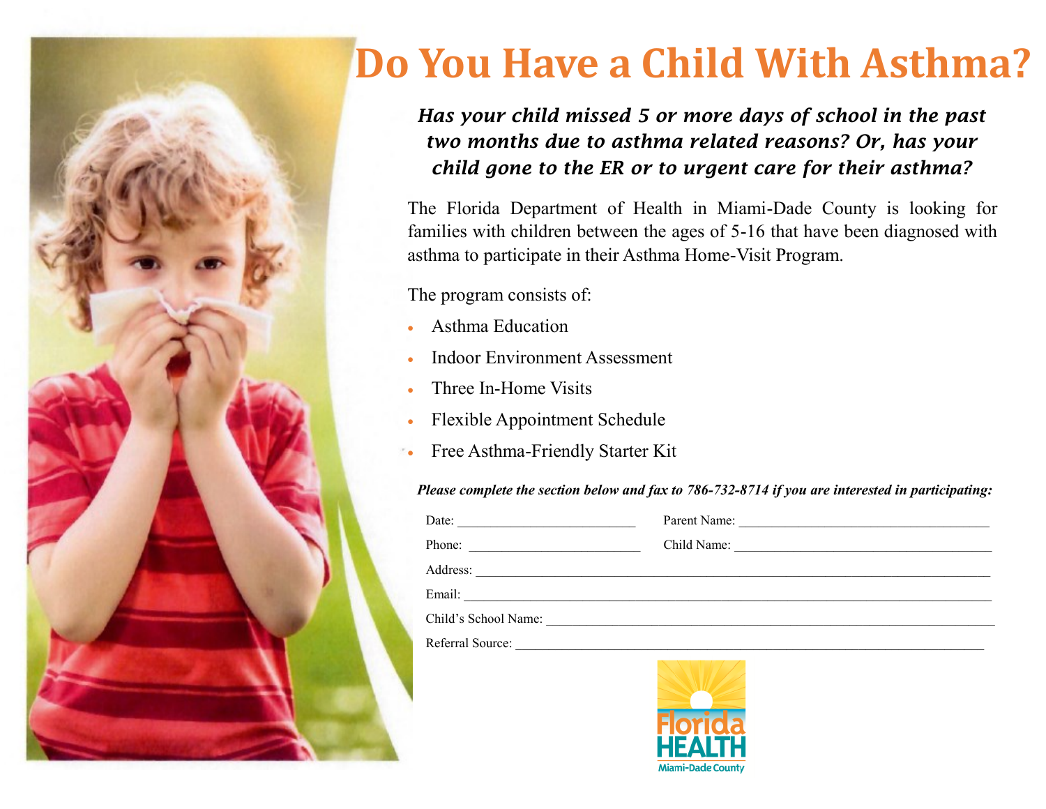# Do You Have a Child With Asthma?

***Has your child missed 5 or more days of school in the past two months due to asthma related reasons? Or, has your child gone to the ER or to urgent care for their asthma?***

The Florida Department of Health in Miami-Dade County is looking for families with children between the ages of 5-16 that have been diagnosed with asthma to participate in their Asthma Home-Visit Program.

The program consists of:

- Asthma Education
- Indoor Environment Assessment
- Three In-Home Visits
- Flexible Appointment Schedule
- Free Asthma-Friendly Starter Kit

***Please complete the section below and fax to 786-732-8714 if you are interested in participating:***

Date: ___________________________ Parent Name: ______________________________________

Phone: __________________________ Child Name: _______________________________________

Address: ______________________________________________________________________________

Email: ________________________________________________________________________________

Child's School Name: ___________________________________________________________________

Referral Source: _______________________________________________________________________

Florida HEALTH
Miami-Dade County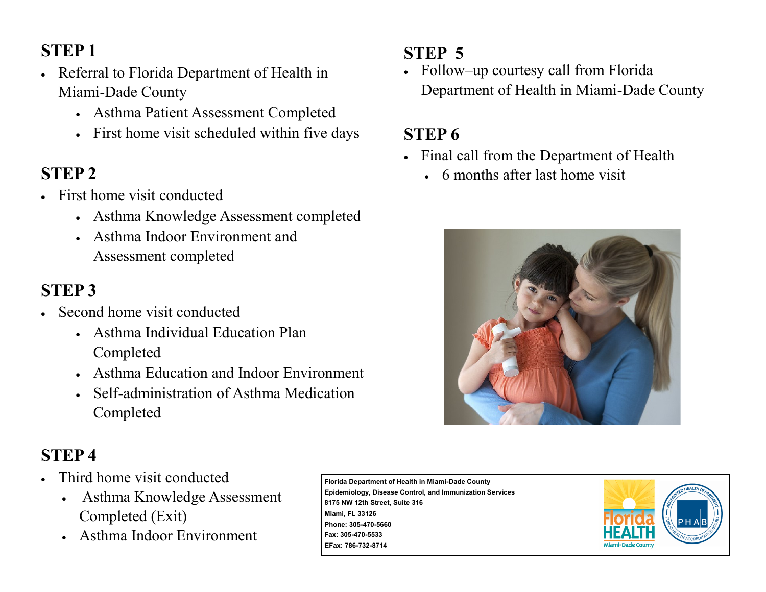## STEP 1

- Referral to Florida Department of Health in Miami-Dade County
  - Asthma Patient Assessment Completed
  - First home visit scheduled within five days

## STEP 2

- First home visit conducted
  - Asthma Knowledge Assessment completed
  - Asthma Indoor Environment and Assessment completed

## STEP 3

- Second home visit conducted
  - Asthma Individual Education Plan Completed
  - Asthma Education and Indoor Environment
  - Self-administration of Asthma Medication Completed

## STEP 4

- Third home visit conducted
  - Asthma Knowledge Assessment Completed (Exit)
  - Asthma Indoor Environment

## STEP 5

- Follow–up courtesy call from Florida Department of Health in Miami-Dade County

## STEP 6

- Final call from the Department of Health
  - 6 months after last home visit

**Florida Department of Health in Miami-Dade County**
**Epidemiology, Disease Control, and Immunization Services**
**8175 NW 12th Street, Suite 316**
**Miami, FL 33126**
**Phone: 305-470-5660**
**Fax: 305-470-5533**
**EFax: 786-732-8714**